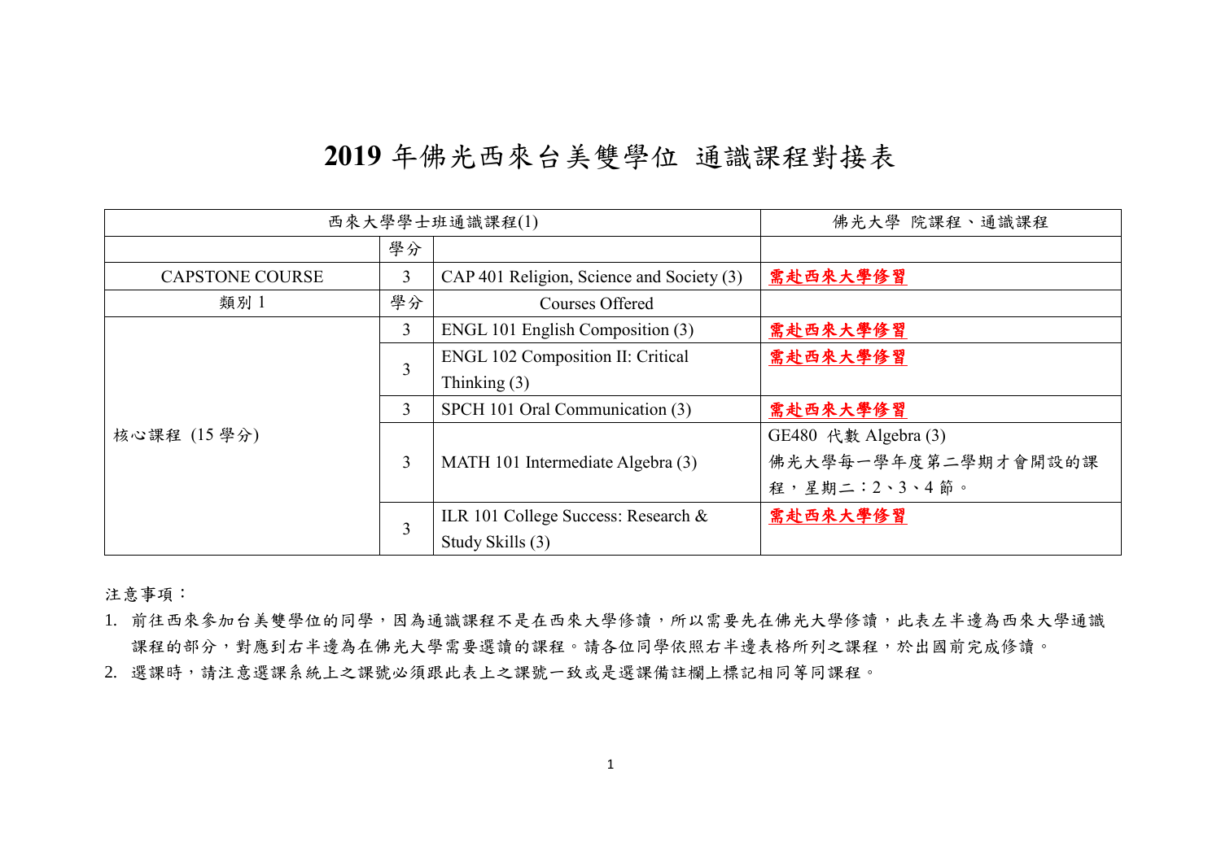# 2019 年佛光西來台美雙學位 通識課程對接表

| 西來大學學士班通識課程(1) | | | 佛光大學 院課程、通識課程 |
|---|---|---|---|
| | 學分 | | |
| CAPSTONE COURSE | 3 | CAP 401 Religion, Science and Society (3) | **需赴西來大學修習** |
| 類別 1 | 學分 | Courses Offered | |
| 核心課程 (15 學分) | 3 | ENGL 101 English Composition (3) | **需赴西來大學修習** |
| | 3 | ENGL 102 Composition II: Critical Thinking (3) | **需赴西來大學修習** |
| | 3 | SPCH 101 Oral Communication (3) | **需赴西來大學修習** |
| | 3 | MATH 101 Intermediate Algebra (3) | GE480 代數 Algebra (3)<br>佛光大學每一學年度第二學期才會開設的課程，星期二：2、3、4 節。 |
| | 3 | ILR 101 College Success: Research & Study Skills (3) | **需赴西來大學修習** |

注意事項：

1. 前往西來參加台美雙學位的同學，因為通識課程不是在西來大學修讀，所以需要先在佛光大學修讀，此表左半邊為西來大學通識課程的部分，對應到右半邊為在佛光大學需要選讀的課程。請各位同學依照右半邊表格所列之課程，於出國前完成修讀。
2. 選課時，請注意選課系統上之課號必須跟此表上之課號一致或是選課備註欄上標記相同等同課程。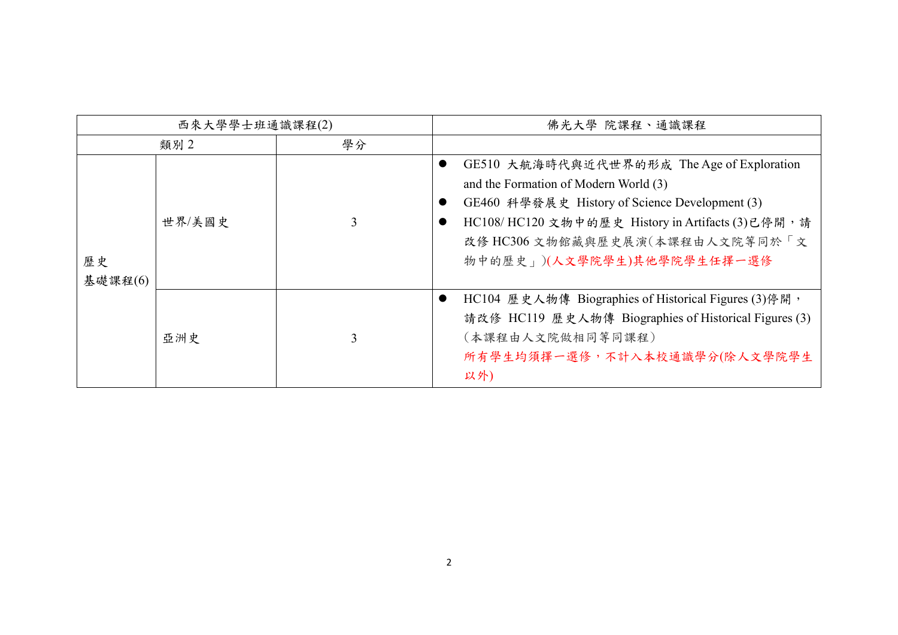| 西來大學學士班通識課程(2) | | | 佛光大學 院課程、通識課程 |
|---|---|---|---|
| 類別 2 | | 學分 | |
| 歷史<br>基礎課程(6) | 世界/美國史 | 3 | ● GE510 大航海時代與近代世界的形成 The Age of Exploration and the Formation of Modern World (3)<br>● GE460 科學發展史 History of Science Development (3)<br>● HC108/ HC120 文物中的歷史 History in Artifacts (3)已停開，請改修 HC306 文物館藏與歷史展演(本課程由人文院等同於「文物中的歷史」)(人文學院學生)其他學院學生任擇一選修 |
| | 亞洲史 | 3 | ● HC104 歷史人物傳 Biographies of Historical Figures (3)停開，請改修 HC119 歷史人物傳 Biographies of Historical Figures (3)（本課程由人文院做相同等同課程）<br>所有學生均須擇一選修，不計入本校通識學分(除人文學院學生以外) |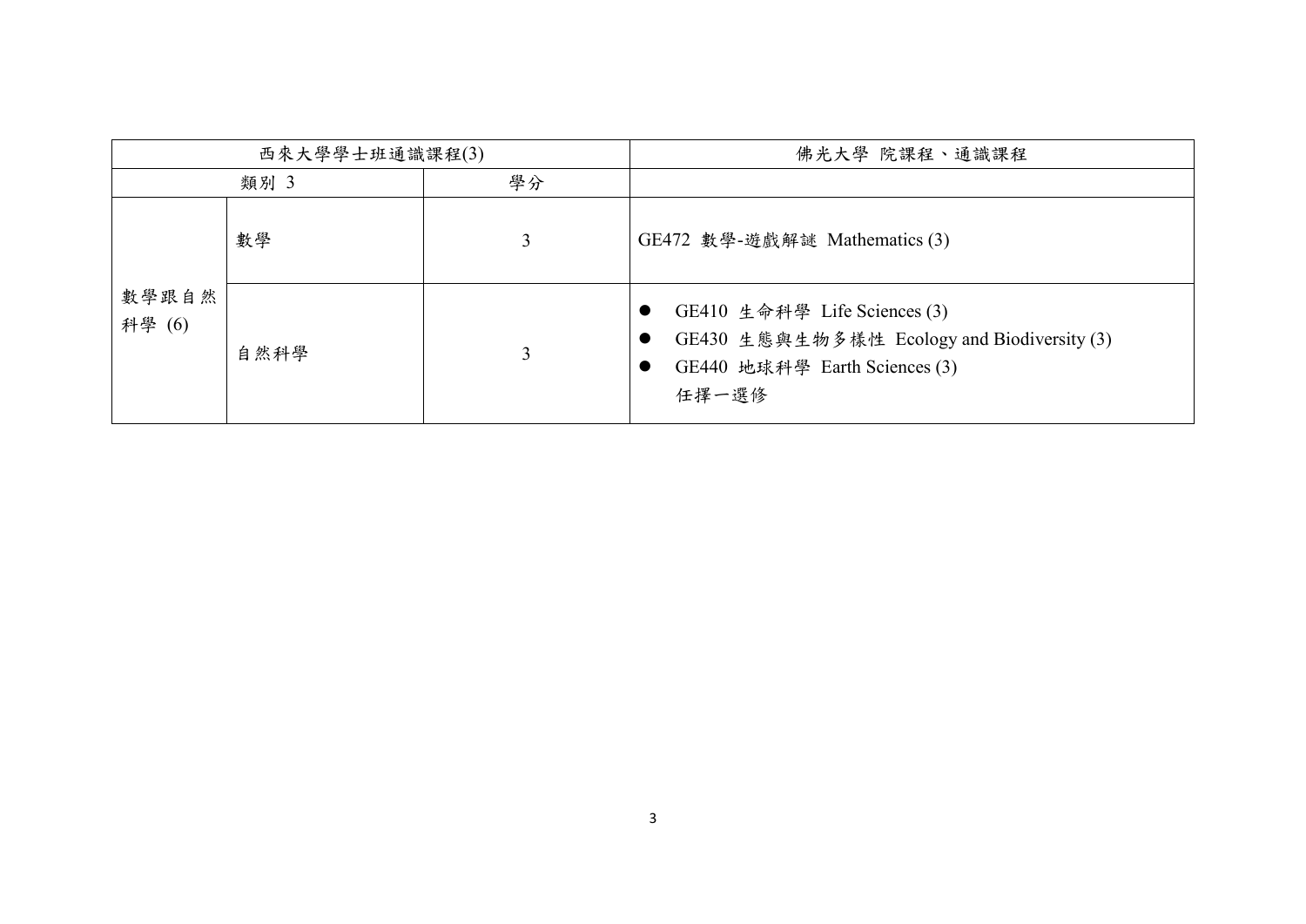| 西來大學學士班通識課程(3) | | | 佛光大學 院課程、通識課程 |
|---|---|---|---|
| 類別 3 | | 學分 | |
| 數學跟自然科學 (6) | 數學 | 3 | GE472 數學-遊戲解謎 Mathematics (3) |
| | 自然科學 | 3 | ● GE410 生命科學 Life Sciences (3)<br>● GE430 生態與生物多樣性 Ecology and Biodiversity (3)<br>● GE440 地球科學 Earth Sciences (3)<br>任擇一選修 |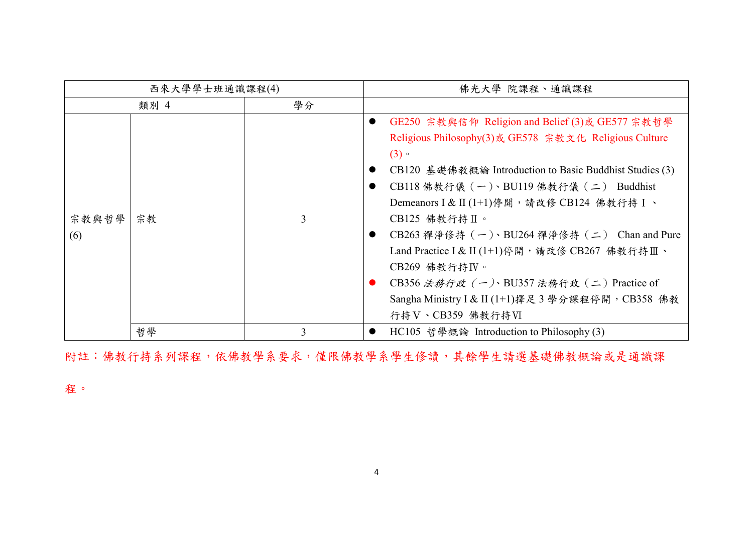| 西來大學學士班通識課程(4) | | | 佛光大學 院課程、通識課程 |
|---|---|---|---|
| 類別 4 | | 學分 | |
| 宗教與哲學 (6) | 宗教 | 3 | ● GE250 宗教與信仰 Religion and Belief (3)或 GE577 宗教哲學 Religious Philosophy(3)或 GE578 宗教文化 Religious Culture (3)。<br>● CB120 基礎佛教概論 Introduction to Basic Buddhist Studies (3)<br>● CB118 佛教行儀（一）、BU119 佛教行儀（二） Buddhist Demeanors I & II (1+1)停開，請改修 CB124 佛教行持Ⅰ、CB125 佛教行持Ⅱ。<br>● CB263 禪淨修持（一）、BU264 禪淨修持（二） Chan and Pure Land Practice I & II (1+1)停開，請改修 CB267 佛教行持Ⅲ、CB269 佛教行持Ⅳ。<br>● CB356 *法務行政（一）*、BU357 法務行政（二）Practice of Sangha Ministry I & II (1+1)擇足 3 學分課程停開，CB358 佛教行持Ⅴ、CB359 佛教行持Ⅵ |
| | 哲學 | 3 | ● HC105 哲學概論 Introduction to Philosophy (3) |

附註：佛教行持系列課程，依佛教學系要求，僅限佛教學系學生修讀，其餘學生請選基礎佛教概論或是通識課程。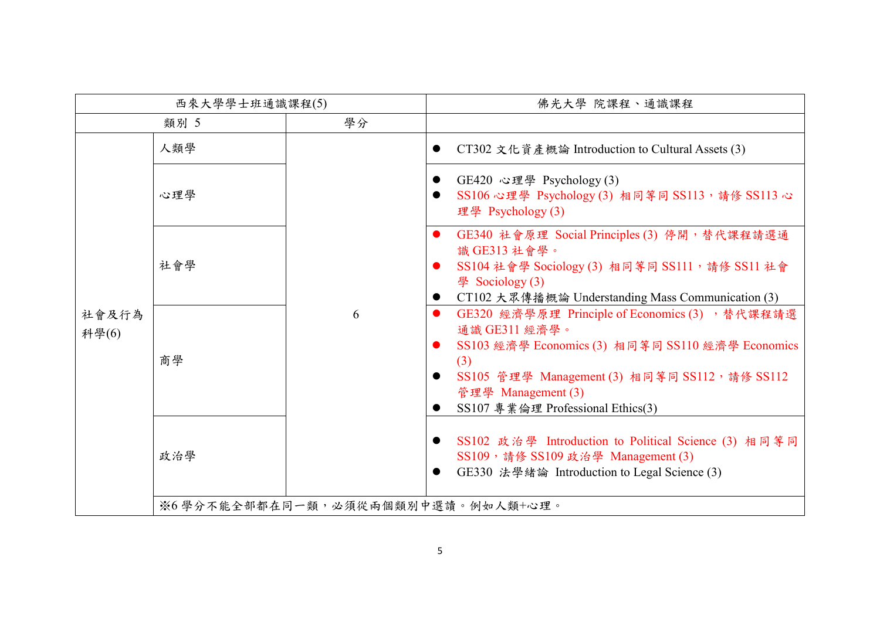| 西來大學學士班通識課程(5) | | | 佛光大學 院課程、通識課程 |
|---|---|---|---|
| 類別 5 | | 學分 | |
| 社會及行為科學(6) | 人類學 | 6 | ● CT302 文化資產概論 Introduction to Cultural Assets (3) |
| | 心理學 | | ● GE420 心理學 Psychology (3)<br>● SS106 心理學 Psychology (3) 相同等同 SS113，請修 SS113 心理學 Psychology (3) |
| | 社會學 | | ● GE340 社會原理 Social Principles (3) 停開，替代課程請選通識 GE313 社會學。<br>● SS104 社會學 Sociology (3) 相同等同 SS111，請修 SS11 社會學 Sociology (3)<br>● CT102 大眾傳播概論 Understanding Mass Communication (3) |
| | 商學 | | ● GE320 經濟學原理 Principle of Economics (3) ，替代課程請選通識 GE311 經濟學。<br>● SS103 經濟學 Economics (3) 相同等同 SS110 經濟學 Economics (3)<br>● SS105 管理學 Management (3) 相同等同 SS112，請修 SS112 管理學 Management (3)<br>● SS107 專業倫理 Professional Ethics(3) |
| | 政治學 | | ● SS102 政治學 Introduction to Political Science (3) 相同等同 SS109，請修 SS109 政治學 Management (3)<br>● GE330 法學緒論 Introduction to Legal Science (3) |
| | ※6 學分不能全部都在同一類，必須從兩個類別中選讀。例如人類+心理。 | | |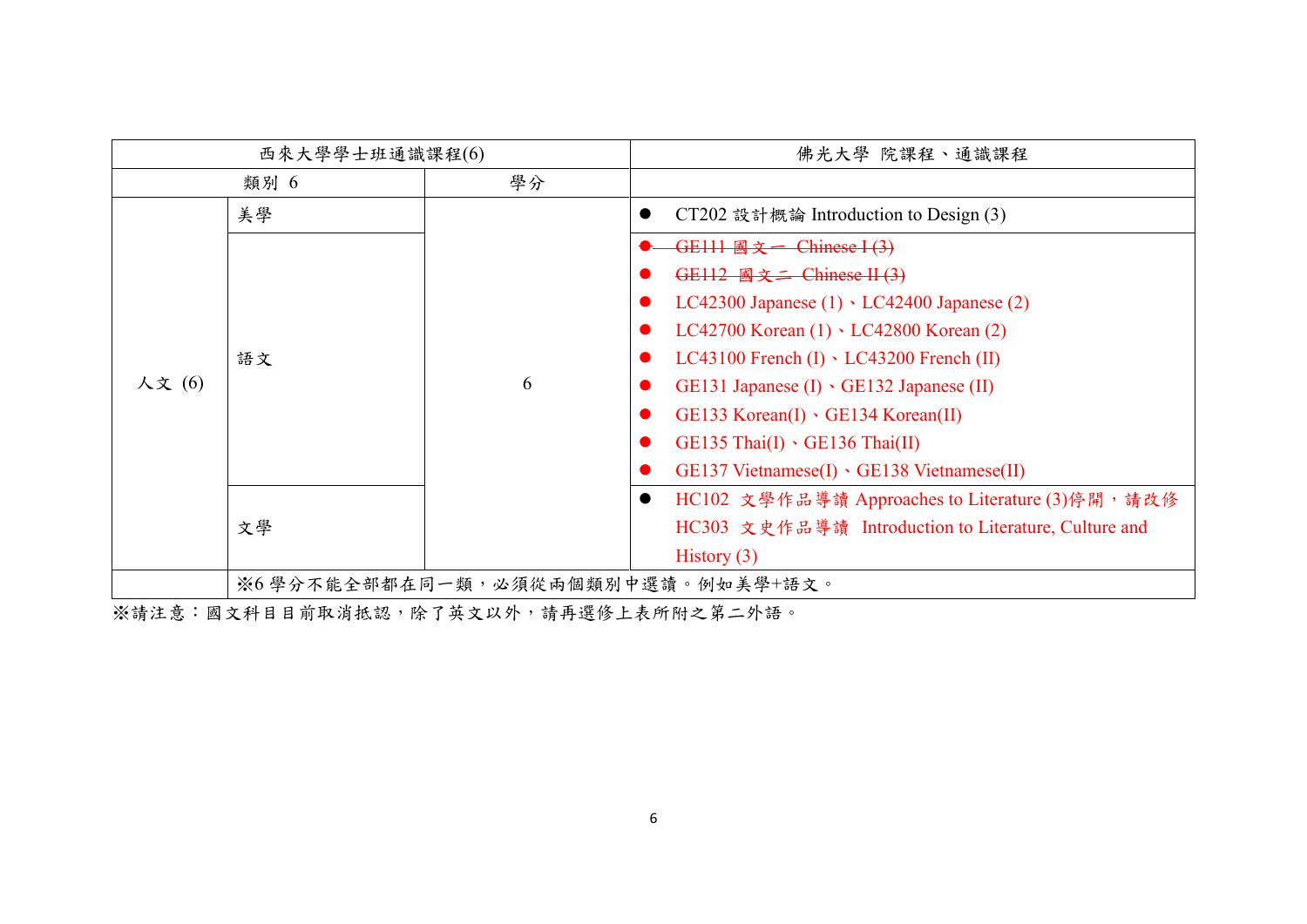| 西來大學學士班通識課程(6) | | | 佛光大學 院課程、通識課程 |
|---|---|---|---|
| 類別 6 | | 學分 | |
| 人文 (6) | 美學 | 6 | ● CT202 設計概論 Introduction to Design (3) |
| | 語文 | | ● ~~GE111 國文一 Chinese I (3)~~<br>● ~~GE112 國文二 Chinese II (3)~~<br>● LC42300 Japanese (1)、LC42400 Japanese (2)<br>● LC42700 Korean (1)、LC42800 Korean (2)<br>● LC43100 French (I)、LC43200 French (II)<br>● GE131 Japanese (I)、GE132 Japanese (II)<br>● GE133 Korean(I)、GE134 Korean(II)<br>● GE135 Thai(I)、GE136 Thai(II)<br>● GE137 Vietnamese(I)、GE138 Vietnamese(II) |
| | 文學 | | ● HC102 文學作品導讀 Approaches to Literature (3)停開，請改修 HC303 文史作品導讀 Introduction to Literature, Culture and History (3) |
| | ※6 學分不能全部都在同一類，必須從兩個類別中選讀。例如美學+語文。 | | |

※請注意：國文科目目前取消抵認，除了英文以外，請再選修上表所附之第二外語。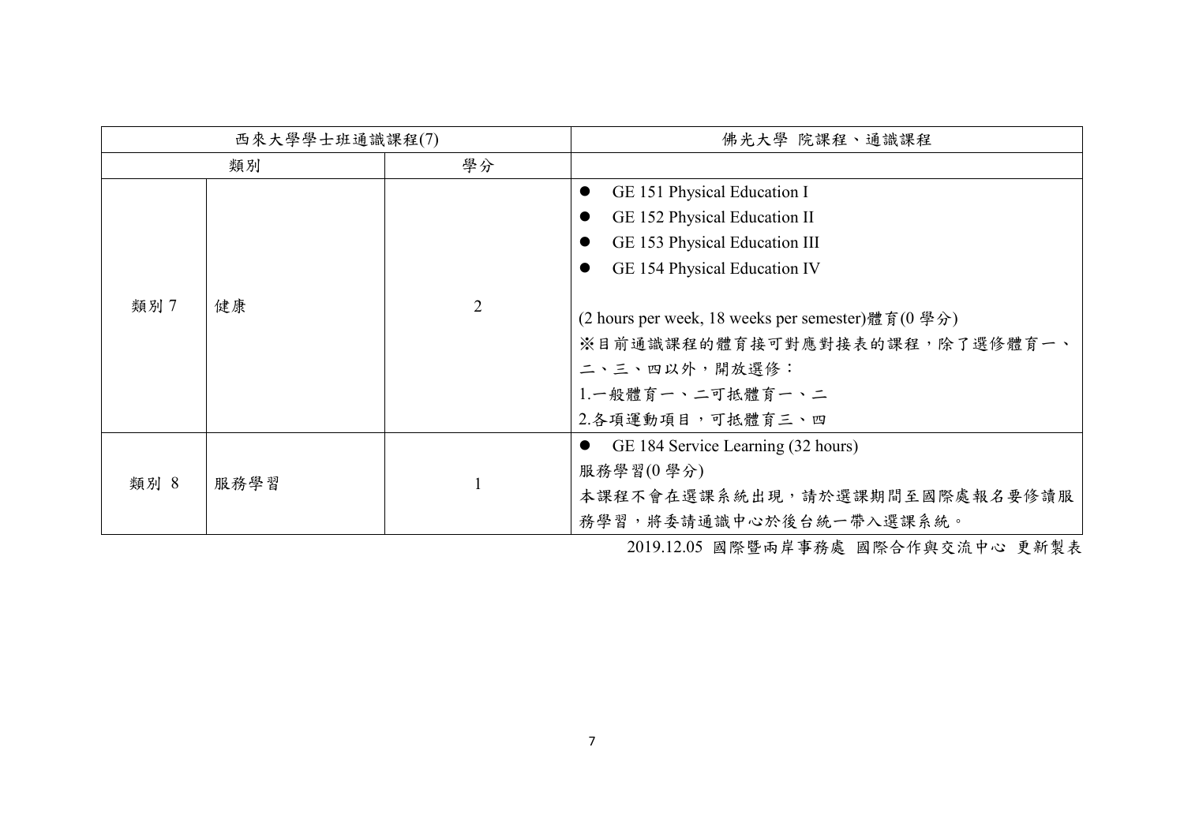| 西來大學學士班通識課程(7) | | | 佛光大學 院課程、通識課程 |
|---|---|---|---|
| 類別 | | 學分 | |
| 類別 7 | 健康 | 2 | ● GE 151 Physical Education I<br>● GE 152 Physical Education II<br>● GE 153 Physical Education III<br>● GE 154 Physical Education IV<br><br>(2 hours per week, 18 weeks per semester)體育(0 學分)<br>※目前通識課程的體育接可對應對接表的課程，除了選修體育一、二、三、四以外，開放選修：<br>1.一般體育一、二可抵體育一、二<br>2.各項運動項目，可抵體育三、四 |
| 類別 8 | 服務學習 | 1 | ● GE 184 Service Learning (32 hours)<br>服務學習(0 學分)<br>本課程不會在選課系統出現，請於選課期間至國際處報名要修讀服務學習，將委請通識中心於後台統一帶入選課系統。 |

2019.12.05 國際暨兩岸事務處 國際合作與交流中心 更新製表